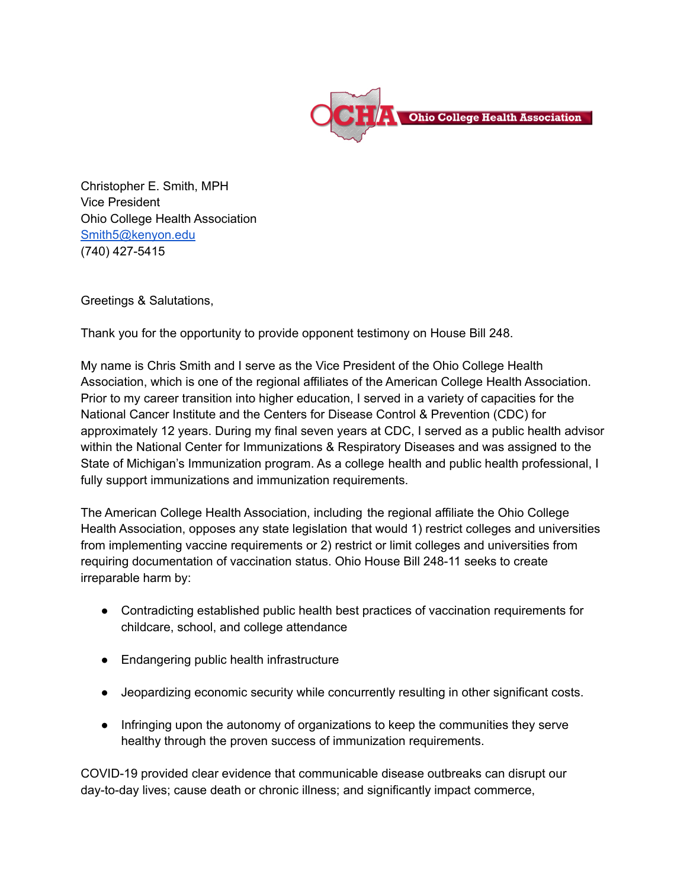Christopher E. Smith, MPH
Vice President
Ohio College Health Association
Smith5@kenyon.edu
(740) 427-5415

Greetings & Salutations,

Thank you for the opportunity to provide opponent testimony on House Bill 248.

My name is Chris Smith and I serve as the Vice President of the Ohio College Health Association, which is one of the regional affiliates of the American College Health Association. Prior to my career transition into higher education, I served in a variety of capacities for the National Cancer Institute and the Centers for Disease Control & Prevention (CDC) for approximately 12 years. During my final seven years at CDC, I served as a public health advisor within the National Center for Immunizations & Respiratory Diseases and was assigned to the State of Michigan's Immunization program. As a college health and public health professional, I fully support immunizations and immunization requirements.

The American College Health Association, including the regional affiliate the Ohio College Health Association, opposes any state legislation that would 1) restrict colleges and universities from implementing vaccine requirements or 2) restrict or limit colleges and universities from requiring documentation of vaccination status. Ohio House Bill 248-11 seeks to create irreparable harm by:

- Contradicting established public health best practices of vaccination requirements for childcare, school, and college attendance
- Endangering public health infrastructure
- Jeopardizing economic security while concurrently resulting in other significant costs.
- Infringing upon the autonomy of organizations to keep the communities they serve healthy through the proven success of immunization requirements.

COVID-19 provided clear evidence that communicable disease outbreaks can disrupt our day-to-day lives; cause death or chronic illness; and significantly impact commerce,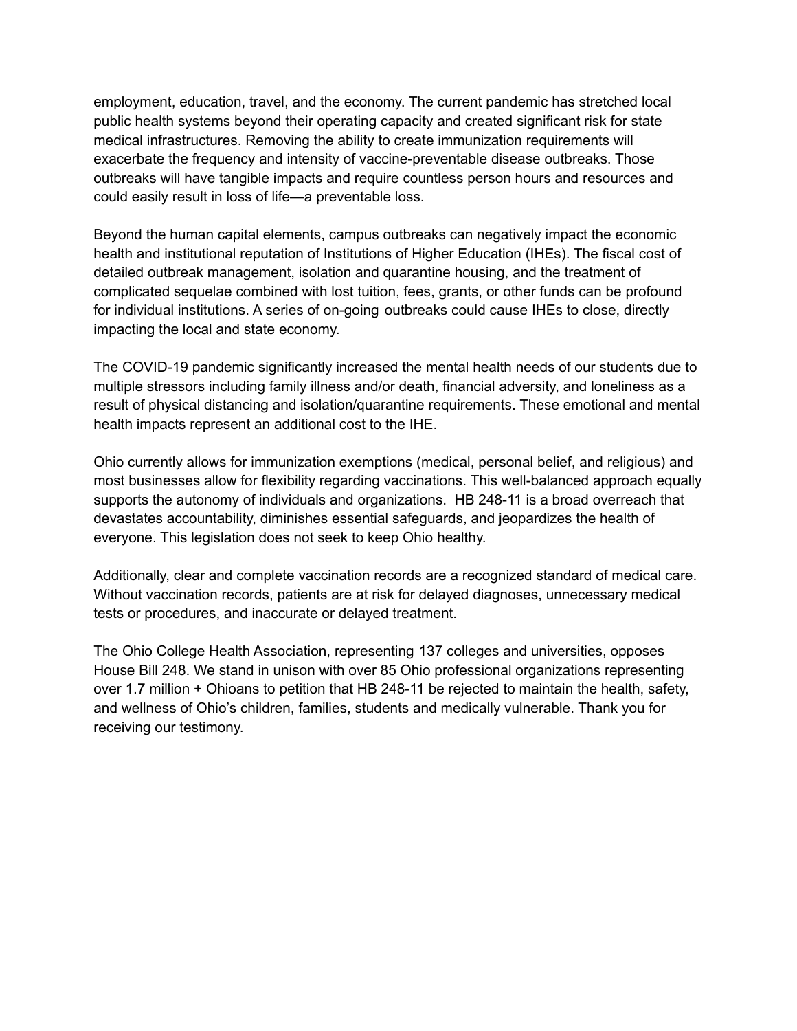employment, education, travel, and the economy. The current pandemic has stretched local public health systems beyond their operating capacity and created significant risk for state medical infrastructures. Removing the ability to create immunization requirements will exacerbate the frequency and intensity of vaccine-preventable disease outbreaks. Those outbreaks will have tangible impacts and require countless person hours and resources and could easily result in loss of life—a preventable loss.

Beyond the human capital elements, campus outbreaks can negatively impact the economic health and institutional reputation of Institutions of Higher Education (IHEs). The fiscal cost of detailed outbreak management, isolation and quarantine housing, and the treatment of complicated sequelae combined with lost tuition, fees, grants, or other funds can be profound for individual institutions. A series of on-going outbreaks could cause IHEs to close, directly impacting the local and state economy.

The COVID-19 pandemic significantly increased the mental health needs of our students due to multiple stressors including family illness and/or death, financial adversity, and loneliness as a result of physical distancing and isolation/quarantine requirements. These emotional and mental health impacts represent an additional cost to the IHE.

Ohio currently allows for immunization exemptions (medical, personal belief, and religious) and most businesses allow for flexibility regarding vaccinations. This well-balanced approach equally supports the autonomy of individuals and organizations. HB 248-11 is a broad overreach that devastates accountability, diminishes essential safeguards, and jeopardizes the health of everyone. This legislation does not seek to keep Ohio healthy.

Additionally, clear and complete vaccination records are a recognized standard of medical care. Without vaccination records, patients are at risk for delayed diagnoses, unnecessary medical tests or procedures, and inaccurate or delayed treatment.

The Ohio College Health Association, representing 137 colleges and universities, opposes House Bill 248. We stand in unison with over 85 Ohio professional organizations representing over 1.7 million + Ohioans to petition that HB 248-11 be rejected to maintain the health, safety, and wellness of Ohio's children, families, students and medically vulnerable. Thank you for receiving our testimony.